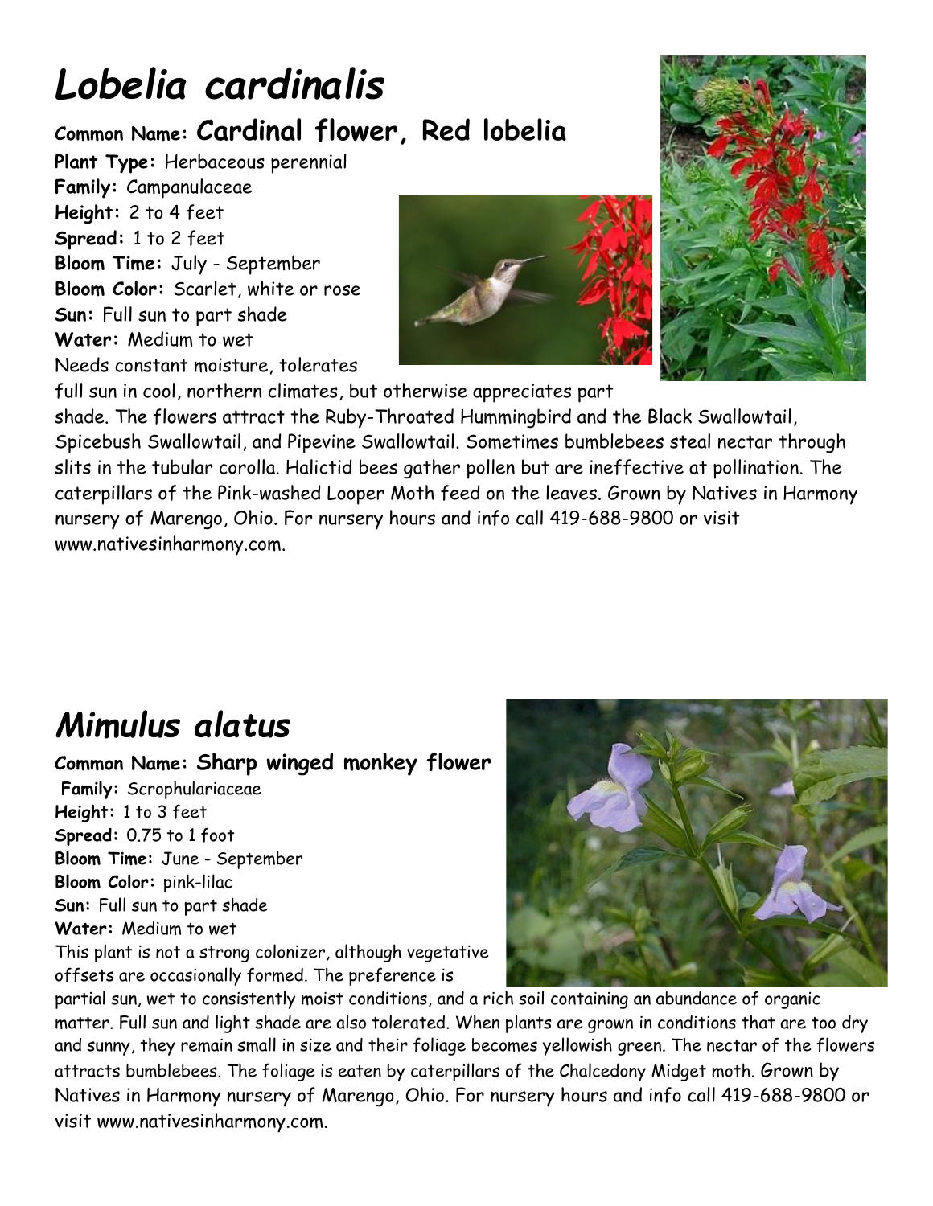# *Lobelia cardinalis*

**Common Name: Cardinal flower, Red lobelia**

**Plant Type:** Herbaceous perennial
**Family:** Campanulaceae
**Height:** 2 to 4 feet
**Spread:** 1 to 2 feet
**Bloom Time:** July - September
**Bloom Color:** Scarlet, white or rose
**Sun:** Full sun to part shade
**Water:** Medium to wet

Needs constant moisture, tolerates full sun in cool, northern climates, but otherwise appreciates part shade. The flowers attract the Ruby-Throated Hummingbird and the Black Swallowtail, Spicebush Swallowtail, and Pipevine Swallowtail. Sometimes bumblebees steal nectar through slits in the tubular corolla. Halictid bees gather pollen but are ineffective at pollination. The caterpillars of the Pink-washed Looper Moth feed on the leaves. Grown by Natives in Harmony nursery of Marengo, Ohio. For nursery hours and info call 419-688-9800 or visit www.nativesinharmony.com.

# *Mimulus alatus*

**Common Name: Sharp winged monkey flower**

**Family:** Scrophulariaceae
**Height:** 1 to 3 feet
**Spread:** 0.75 to 1 foot
**Bloom Time:** June - September
**Bloom Color:** pink-lilac
**Sun:** Full sun to part shade
**Water:** Medium to wet

This plant is not a strong colonizer, although vegetative offsets are occasionally formed. The preference is partial sun, wet to consistently moist conditions, and a rich soil containing an abundance of organic matter. Full sun and light shade are also tolerated. When plants are grown in conditions that are too dry and sunny, they remain small in size and their foliage becomes yellowish green. The nectar of the flowers attracts bumblebees. The foliage is eaten by caterpillars of the Chalcedony Midget moth. Grown by Natives in Harmony nursery of Marengo, Ohio. For nursery hours and info call 419-688-9800 or visit www.nativesinharmony.com.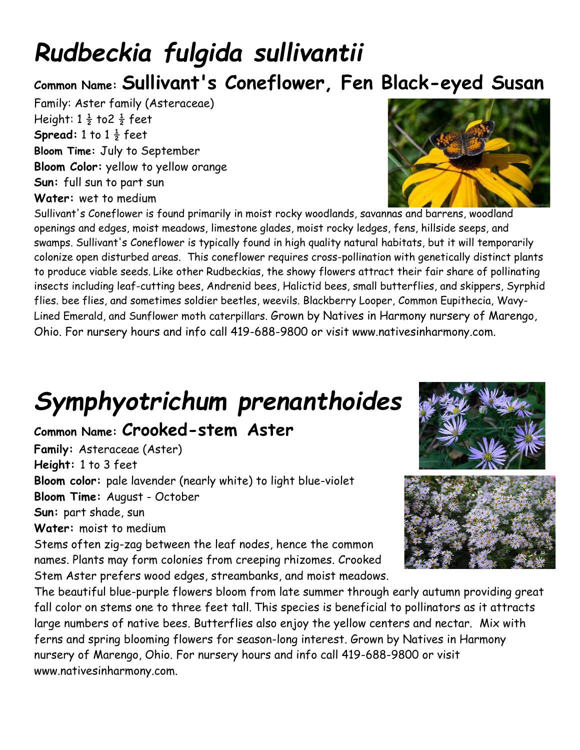# *Rudbeckia fulgida sullivantii*

**Common Name: Sullivant's Coneflower, Fen Black-eyed Susan**

Family: Aster family (Asteraceae)
Height: 1 ½ to2 ½ feet
**Spread:** 1 to 1 ½ feet
**Bloom Time:** July to September
**Bloom Color:** yellow to yellow orange
**Sun:** full sun to part sun
**Water:** wet to medium

Sullivant's Coneflower is found primarily in moist rocky woodlands, savannas and barrens, woodland openings and edges, moist meadows, limestone glades, moist rocky ledges, fens, hillside seeps, and swamps. Sullivant's Coneflower is typically found in high quality natural habitats, but it will temporarily colonize open disturbed areas. This coneflower requires cross-pollination with genetically distinct plants to produce viable seeds. Like other Rudbeckias, the showy flowers attract their fair share of pollinating insects including leaf-cutting bees, Andrenid bees, Halictid bees, small butterflies, and skippers, Syrphid flies. bee flies, and sometimes soldier beetles, weevils. Blackberry Looper, Common Eupithecia, Wavy-Lined Emerald, and Sunflower moth caterpillars. Grown by Natives in Harmony nursery of Marengo, Ohio. For nursery hours and info call 419-688-9800 or visit www.nativesinharmony.com.

# *Symphyotrichum prenanthoides*

**Common Name: Crooked-stem Aster**

**Family:** Asteraceae (Aster)
**Height:** 1 to 3 feet
**Bloom color:** pale lavender (nearly white) to light blue-violet
**Bloom Time:** August - October
**Sun:** part shade, sun
**Water:** moist to medium

Stems often zig-zag between the leaf nodes, hence the common names. Plants may form colonies from creeping rhizomes. Crooked Stem Aster prefers wood edges, streambanks, and moist meadows. The beautiful blue-purple flowers bloom from late summer through early autumn providing great fall color on stems one to three feet tall. This species is beneficial to pollinators as it attracts large numbers of native bees. Butterflies also enjoy the yellow centers and nectar. Mix with ferns and spring blooming flowers for season-long interest. Grown by Natives in Harmony nursery of Marengo, Ohio. For nursery hours and info call 419-688-9800 or visit www.nativesinharmony.com.